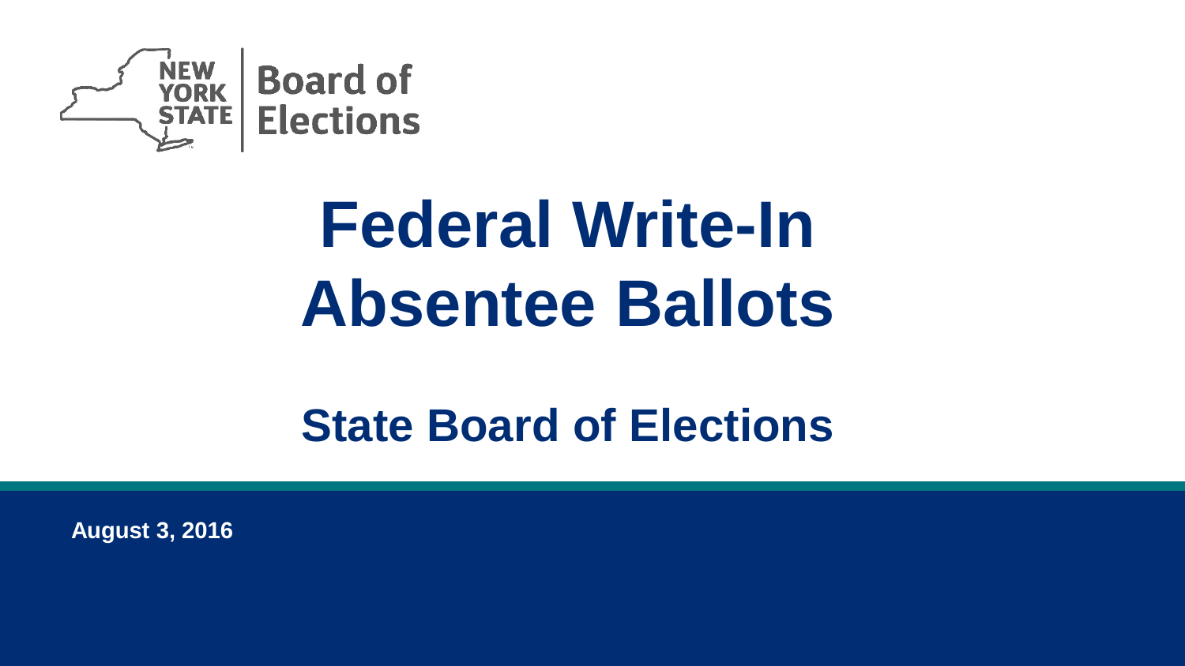NEW YORK STATE | Board of Elections

# Federal Write-In Absentee Ballots

## State Board of Elections

**August 3, 2016**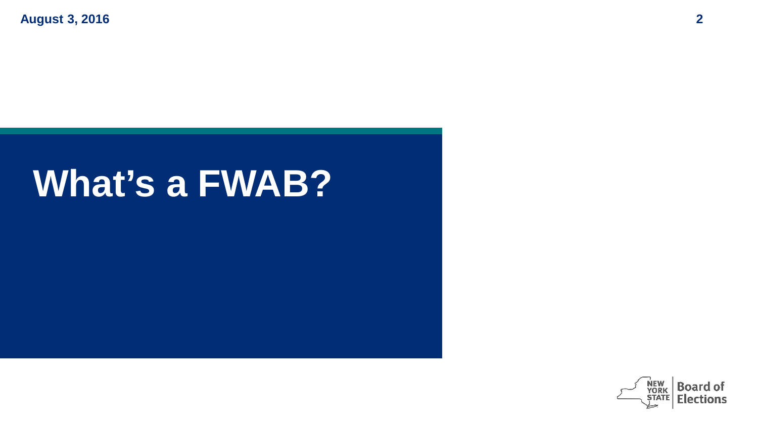# What’s a FWAB?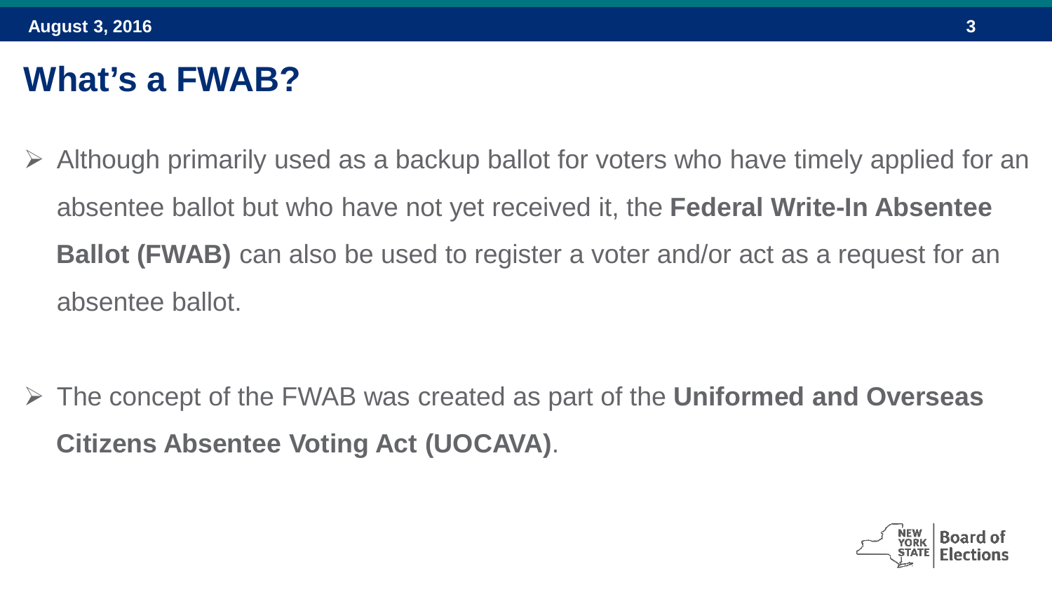# What's a FWAB?

- Although primarily used as a backup ballot for voters who have timely applied for an absentee ballot but who have not yet received it, the **Federal Write-In Absentee Ballot (FWAB)** can also be used to register a voter and/or act as a request for an absentee ballot.

- The concept of the FWAB was created as part of the **Uniformed and Overseas Citizens Absentee Voting Act (UOCAVA)**.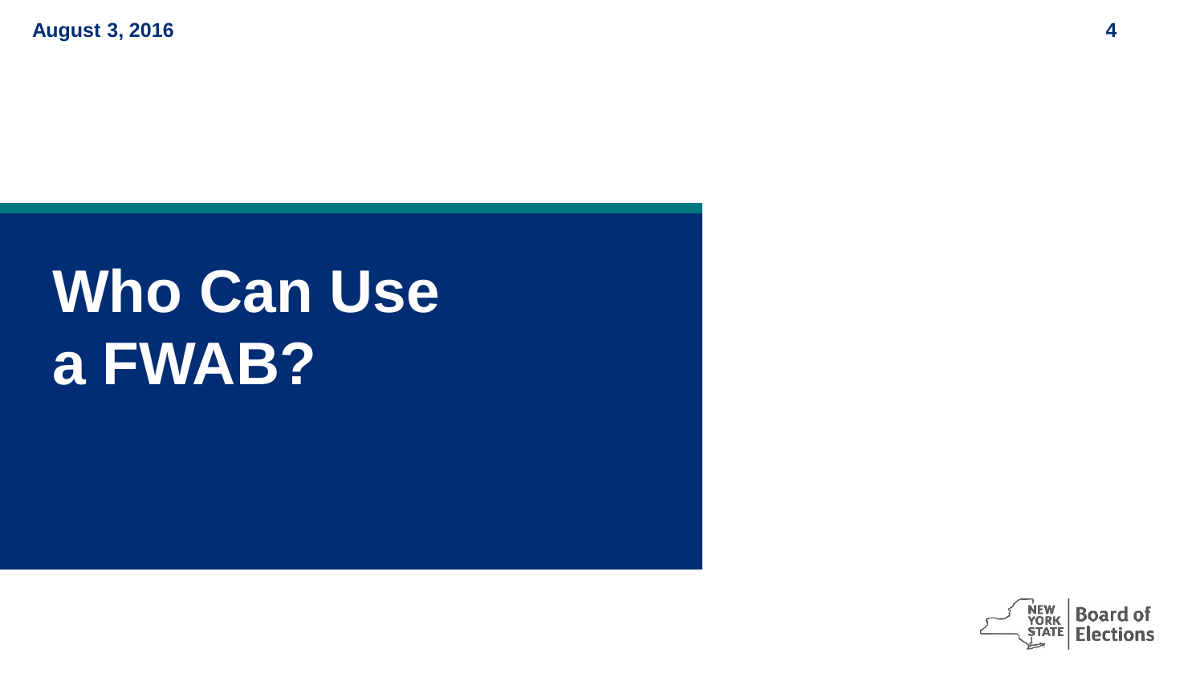# Who Can Use a FWAB?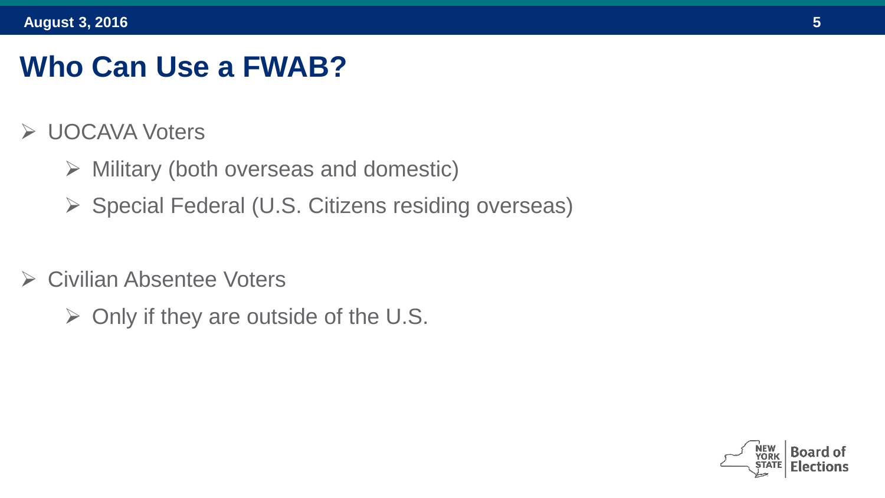# Who Can Use a FWAB?

- UOCAVA Voters
  - Military (both overseas and domestic)
  - Special Federal (U.S. Citizens residing overseas)

- Civilian Absentee Voters
  - Only if they are outside of the U.S.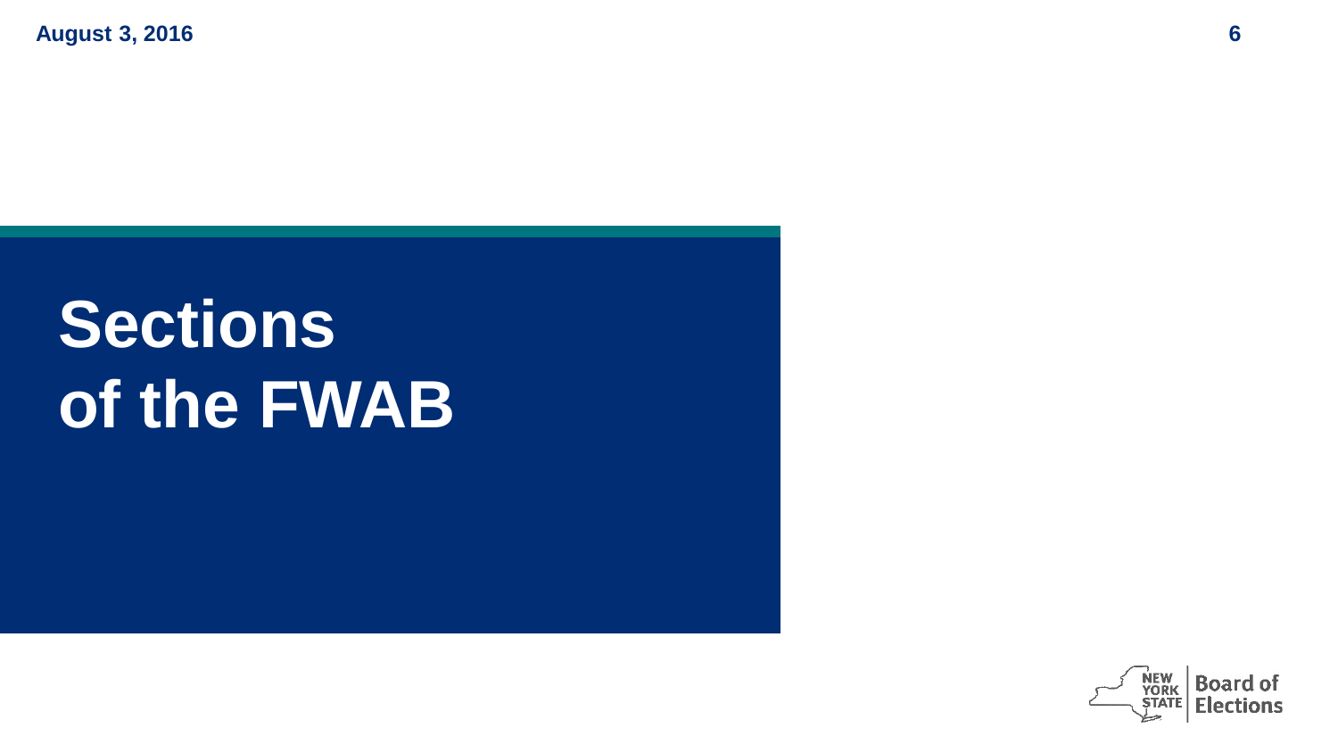# Sections of the FWAB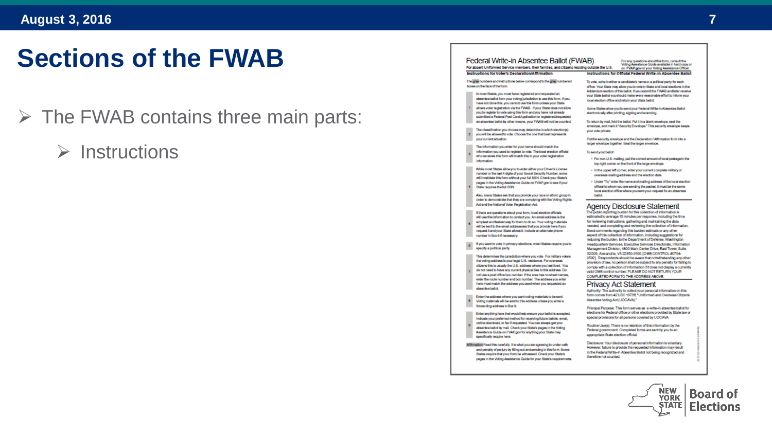# Sections of the FWAB

- The FWAB contains three main parts:
  - Instructions

## Federal Write-in Absentee Ballot (FWAB)

For absent Uniformed Service members, their families, and citizens residing outside the U.S.

For any questions about this form, consult the Voting Assistance Guide available in hard copy or on FVAP.gov or your Voting Assistance Officer.

### Instructions for Voter's Declaration/Affirmation

The gray numbers and instructions below correspond to the gray numbered boxes on the face of the form.

1. In most States, you must have registered and requested an absentee ballot from your voting jurisdiction to use this form. If you have not done this, you cannot use this form unless your State allows voter registration via the FWAB. If your State does not allow you to register to vote using this form and you have not already submitted a Federal Post Card Application or registered/requested an absentee ballot by other means, your FWAB will not be counted.
2. The classification you choose may determine in which election(s) you will be allowed to vote. Choose the one that best represents your current situation.
3. The information you enter for your name should match the information you used to register to vote. The local election official who receives this form will match this to your voter registration information.
4. While most States allow you to enter either your Driver's License number or the last 4 digits of your Social Security Number, some will invalidate this form without your full SSN. Check your State's pages in the Voting Assistance Guide on FVAP.gov to see if your State requires the full SSN.

   Also, many States ask that you provide your race or ethnic group in order to demonstrate that they are complying with the Voting Rights Act and the National Voter Registration Act.
5. If there are questions about your form, local election officials will use this information to contact you. An email address is the simplest and fastest way for them to do so. Your voting materials will be sent to the email address(es) that you provide here if you request it and your State allows it. Include an alternate phone number in Box 9 if necessary.
6. If you want to vote in primary elections, most States require you to specify a political party.
7. This determines the jurisdiction where you vote. For military voters the voting address is your legal U.S. residence. For overseas citizens this is usually the U.S. address where you last lived. You do not need to have any current physical ties to this address. Do not use a post office box number. If the area has no street names, enter the route number and box number. The address you enter here must match the address you used when you requested an absentee ballot.
8. Enter the address where you want voting materials to be sent. Voting materials will be sent to this address unless you enter a forwarding address in Box 9.
9. Enter anything here that would help ensure your ballot is accepted. Indicate your preferred method for receiving future ballots: email, online download, or fax if requested. You can always get your absentee ballot by mail. Check your State's pages in the Voting Assistance Guide on FVAP.gov for anything your State may specifically require here.

Affirmation: Read this carefully. It is what you are agreeing to under oath and penalty of perjury by filling out and sending in this form. Some States require that your form be witnessed. Check your State's pages in the Voting Assistance Guide for your State's requirements.

### Instructions for Official Federal Write-in Absentee Ballot

To vote, write in either a candidate's name or a political party for each office. Your State may allow you to vote in State and local elections in the Addendum section of this ballot. If you submit the FWAB and later receive your State ballot you should make every reasonable effort to inform your local election office and return your State ballot.

Some States allow you to send your Federal Write-in Absentee Ballot electronically after printing, signing and scanning.

To return by mail, fold the ballot. Put it in a blank envelope, seal the envelope, and mark it "Security Envelope." This security envelope keeps your vote private.

Put the security envelope and the Declaration / Affirmation form into a larger envelope together. Seal the larger envelope.

To send your ballot:

- For non-U.S. mailing, put the correct amount of local postage in the top right corner on the front of the large envelope.
- In the upper left corner, enter your current complete military or overseas mailing address and the election date.
- Under "To," enter the name and mailing address of the local election official to whom you are sending the packet. It must be the same local election office where you sent your request for an absentee ballot.

### Agency Disclosure Statement

The public reporting burden for this collection of information is estimated to average 15 minutes per response, including the time for reviewing instructions, gathering and maintaining the data needed, and completing and reviewing the collection of information. Send comments regarding this burden estimate or any other aspect of this collection of information, including suggestions for reducing the burden, to the Department of Defense, Washington Headquarters Services, Executive Services Directorate, Information Management Division, 4800 Mark Center Drive, East Tower, Suite 02G09, Alexandria, VA 22350-3100 [OMB CONTROL #0704-0502]. Respondents should be aware that notwithstanding any other provision of law, no person shall be subject to any penalty for failing to comply with a collection of information if it does not display a currently valid OMB control number. PLEASE DO NOT RETURN YOUR COMPLETED FORM TO THE ADDRESS ABOVE.

### Privacy Act Statement

Authority: The authority to collect your personal information on this form comes from 42 USC 1973ff, "Uniformed and Overseas Citizens Absentee Voting Act (UOCAVA)."

Principal Purpose: This form serves as a write-in absentee ballot for elections for Federal office or other elections provided by State law or special provisions for all persons covered by UOCAVA.

Routine Use(s): There is no retention of this information by the Federal government. Completed forms are sent by you to an appropriate State election official.

Disclosure: Your disclosure of personal information is voluntary. However, failure to provide the requested information may result in the Federal Write-in Absentee Ballot not being recognized and therefore not counted.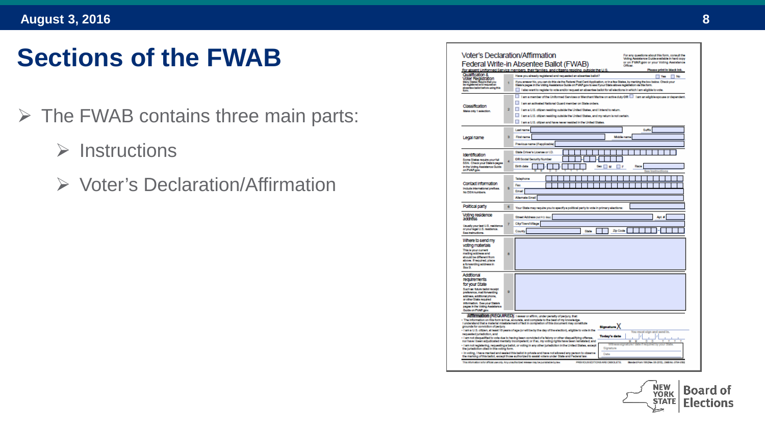# Sections of the FWAB

- The FWAB contains three main parts:
  - Instructions
  - Voter's Declaration/Affirmation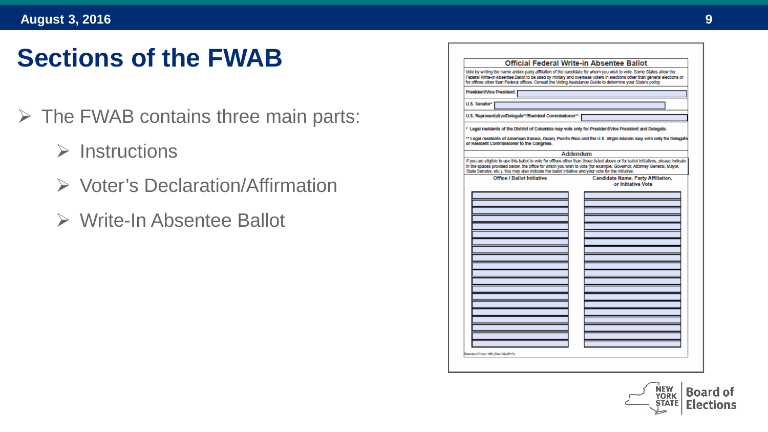# Sections of the FWAB

- The FWAB contains three main parts:
  - Instructions
  - Voter's Declaration/Affirmation
  - Write-In Absentee Ballot

**Official Federal Write-in Absentee Ballot**

Vote by writing the name and/or party affiliation of the candidate for whom you wish to vote. Some States allow the Federal Write-In Absentee Ballot to be used by military and overseas voters in elections other than general elections or for offices other than Federal offices. Consult the Voting Assistance Guide to determine your State's policy.

President/Vice President:

U.S. Senator*:

U.S. Representative/Delegate**/Resident Commissioner**:

\* Legal residents of the District of Columbia may vote only for President/Vice President and Delegate.

\*\* Legal residents of American Samoa, Guam, Puerto Rico and the U.S. Virgin Islands may vote only for Delegate or Resident Commissioner to the Congress.

**Addendum**

If you are eligible to use this ballot to vote for offices other than those listed above or for ballot initiatives, please indicate in the spaces provided below, the office for which you wish to vote (for example: Governor, Attorney General, Mayor, State Senator, etc.). You may also indicate the ballot initiative and your vote for the initiative.

| Office / Ballot Initiative | Candidate Name, Party Affiliation, or Initiative Vote |
| --- | --- |

Standard Form 186 (Rev 08-2013)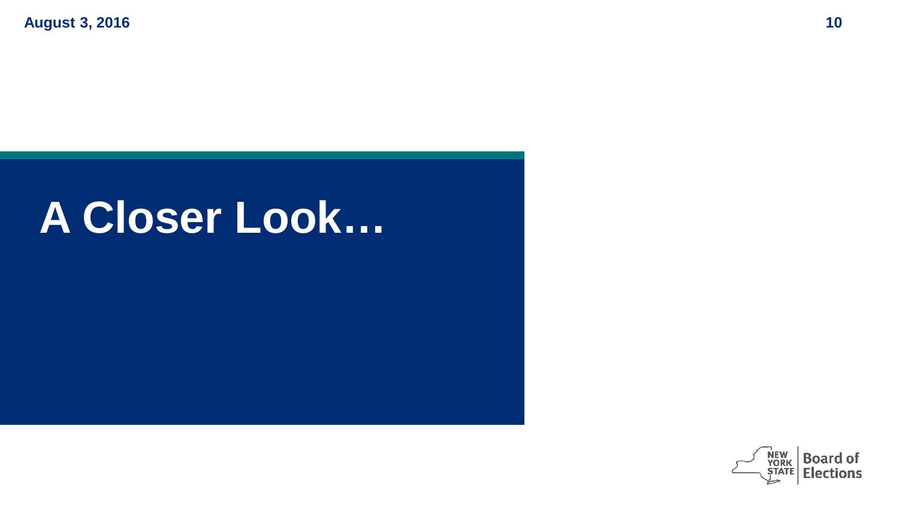# A Closer Look…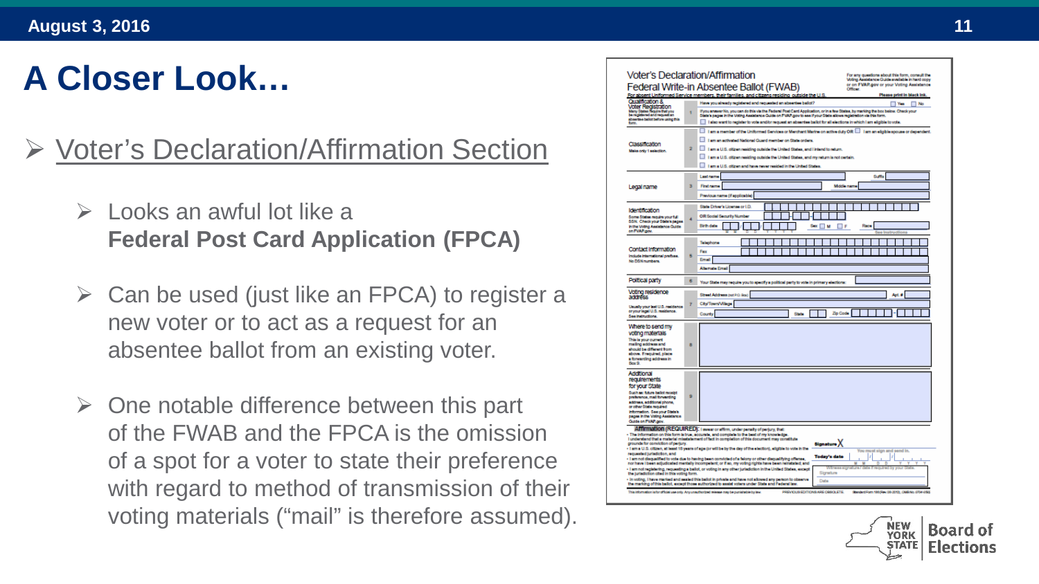# A Closer Look…

- Voter's Declaration/Affirmation Section
  - Looks an awful lot like a **Federal Post Card Application (FPCA)**
  - Can be used (just like an FPCA) to register a new voter or to act as a request for an absentee ballot from an existing voter.
  - One notable difference between this part of the FWAB and the FPCA is the omission of a spot for a voter to state their preference with regard to method of transmission of their voting materials ("mail" is therefore assumed).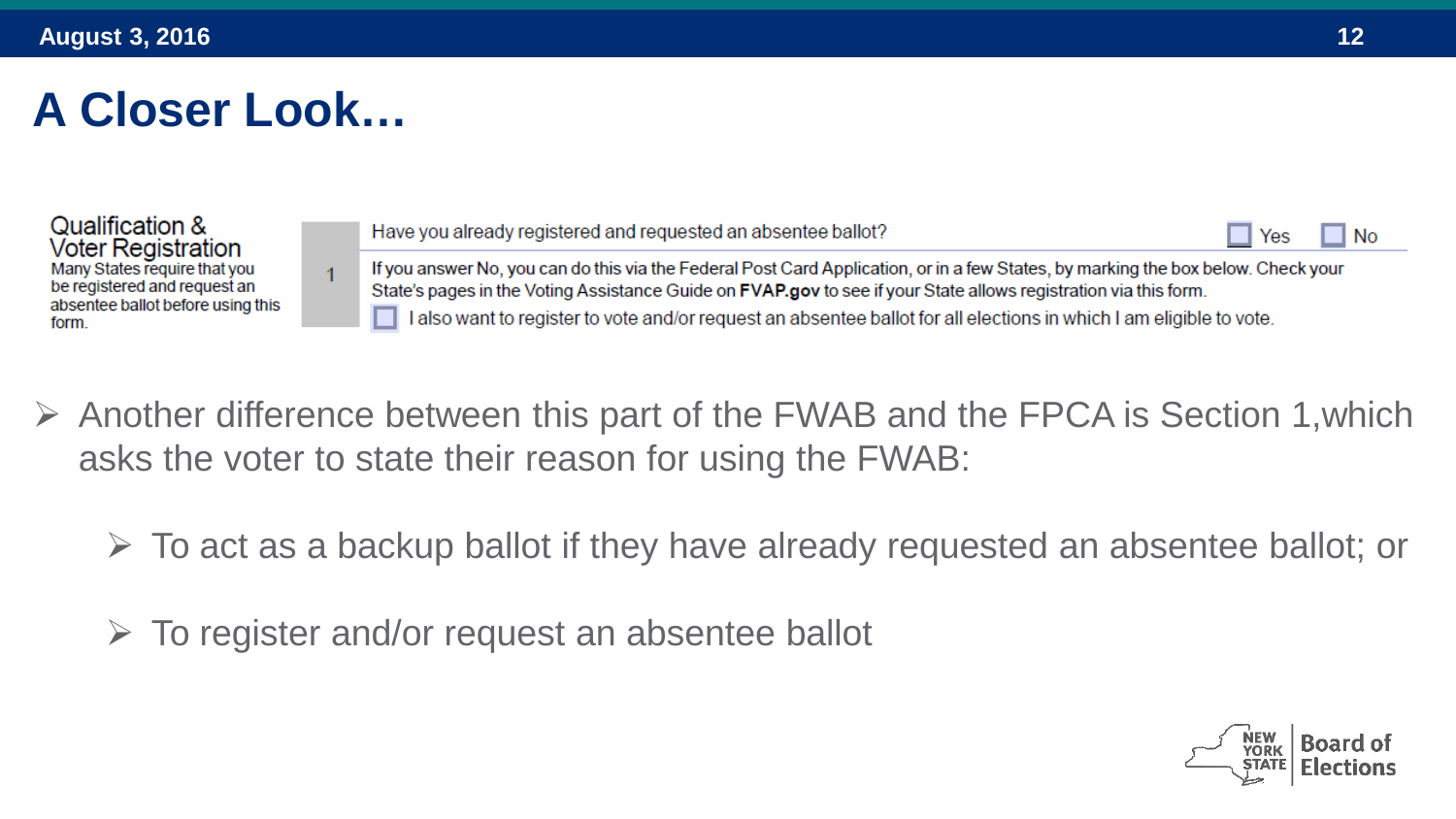# A Closer Look…

**Qualification & Voter Registration**
Many States require that you be registered and request an absentee ballot before using this form.

1. Have you already registered and requested an absentee ballot? ☐ Yes ☐ No

   If you answer No, you can do this via the Federal Post Card Application, or in a few States, by marking the box below. Check your State's pages in the Voting Assistance Guide on **FVAP.gov** to see if your State allows registration via this form.

   ☐ I also want to register to vote and/or request an absentee ballot for all elections in which I am eligible to vote.

- Another difference between this part of the FWAB and the FPCA is Section 1,which asks the voter to state their reason for using the FWAB:
  - To act as a backup ballot if they have already requested an absentee ballot; or
  - To register and/or request an absentee ballot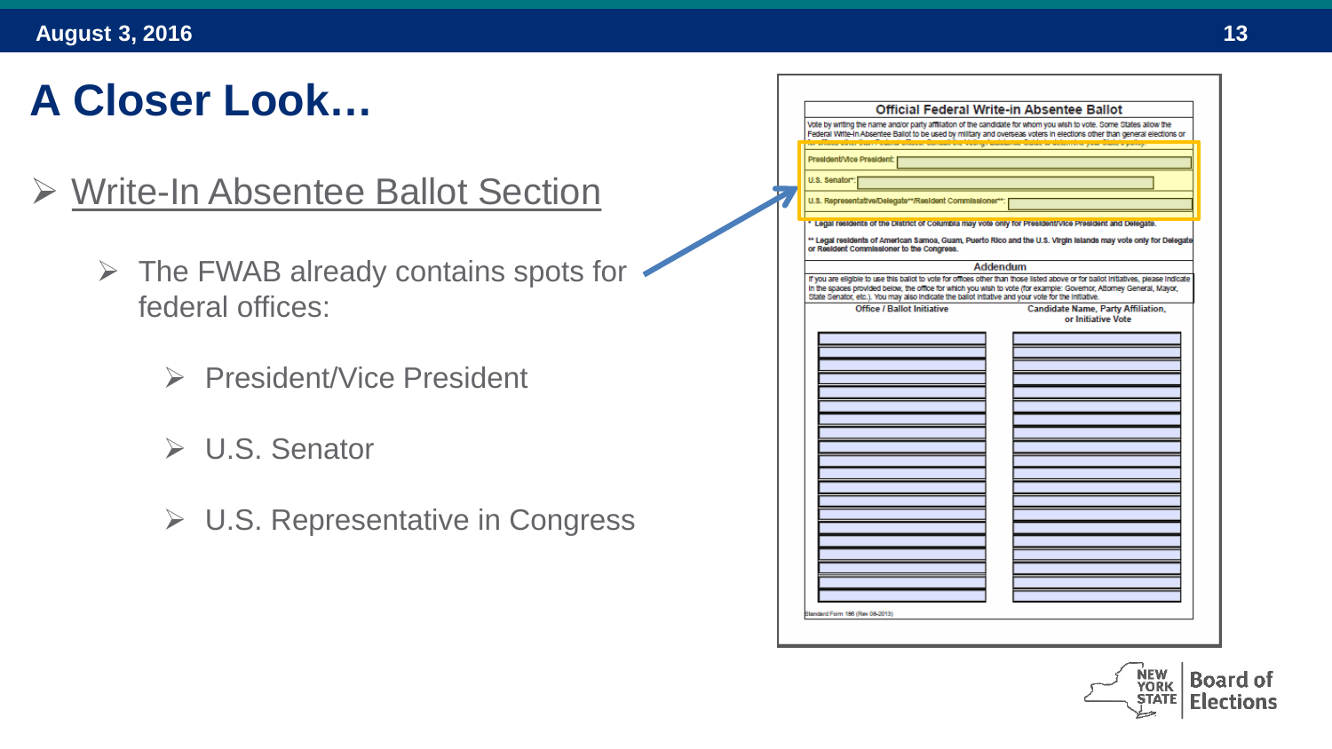# A Closer Look…

- Write-In Absentee Ballot Section
  - The FWAB already contains spots for federal offices:
    - President/Vice President
    - U.S. Senator
    - U.S. Representative in Congress

**Official Federal Write-in Absentee Ballot**

Vote by writing the name and/or party affiliation of the candidate for whom you wish to vote. Some States allow the Federal Write-In Absentee Ballot to be used by military and overseas voters in elections other than general elections or for offices other than Federal offices. Consult the Voting Assistance Guide to determine your State's policy.

President/Vice President:

U.S. Senator*:

U.S. Representative/Delegate**/Resident Commissioner**:

* Legal residents of the District of Columbia may vote only for President/Vice President and Delegate.

** Legal residents of American Samoa, Guam, Puerto Rico and the U.S. Virgin Islands may vote only for Delegate or Resident Commissioner to the Congress.

**Addendum**

If you are eligible to use this ballot to vote for offices other than those listed above or for ballot initiatives, please indicate in the spaces provided below, the office for which you wish to vote (for example: Governor, Attorney General, Mayor, State Senator, etc.). You may also indicate the ballot initiative and your vote for the initiative.

| Office / Ballot Initiative | Candidate Name, Party Affiliation, or Initiative Vote |
| --- | --- |
| | |

Standard Form 186 (Rev 08-2013)

NEW YORK STATE Board of Elections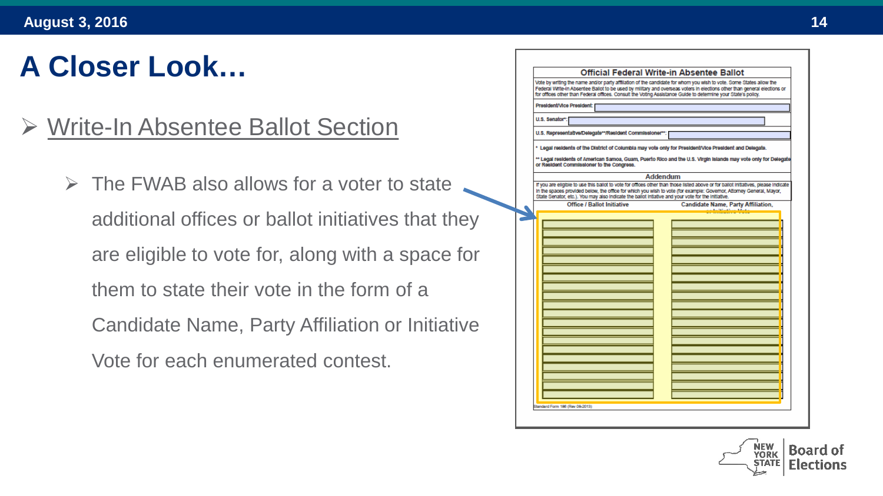# A Closer Look…

- Write-In Absentee Ballot Section
  - The FWAB also allows for a voter to state additional offices or ballot initiatives that they are eligible to vote for, along with a space for them to state their vote in the form of a Candidate Name, Party Affiliation or Initiative Vote for each enumerated contest.

**Official Federal Write-in Absentee Ballot**

Vote by writing the name and/or party affiliation of the candidate for whom you wish to vote. Some States allow the Federal Write-In Absentee Ballot to be used by military and overseas voters in elections other than general elections or for offices other than Federal offices. Consult the Voting Assistance Guide to determine your State's policy.

President/Vice President:

U.S. Senator*:

U.S. Representative/Delegate**/Resident Commissioner**:

\* Legal residents of the District of Columbia may vote only for President/Vice President and Delegate.

\** Legal residents of American Samoa, Guam, Puerto Rico and the U.S. Virgin Islands may vote only for Delegate or Resident Commissioner to the Congress.

**Addendum**

If you are eligible to use this ballot to vote for offices other than those listed above or for ballot initiatives, please indicate in the spaces provided below, the office for which you wish to vote (for example: Governor, Attorney General, Mayor, State Senator, etc.). You may also indicate the ballot initiative and your vote for the initiative.

| Office / Ballot Initiative | Candidate Name, Party Affiliation, or Initiative Vote |
| --- | --- |

Standard Form 186 (Rev 08-2013)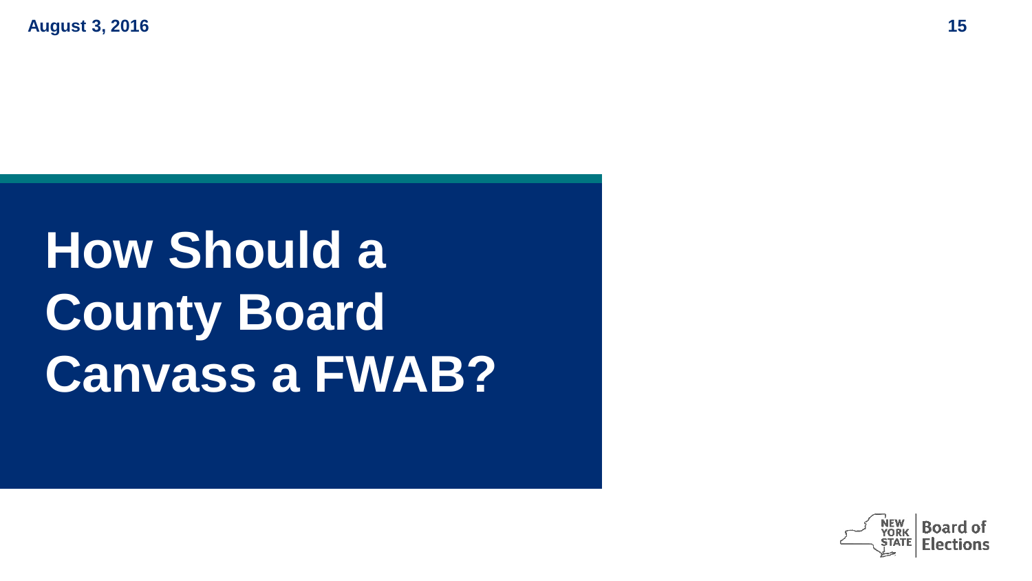# How Should a County Board Canvass a FWAB?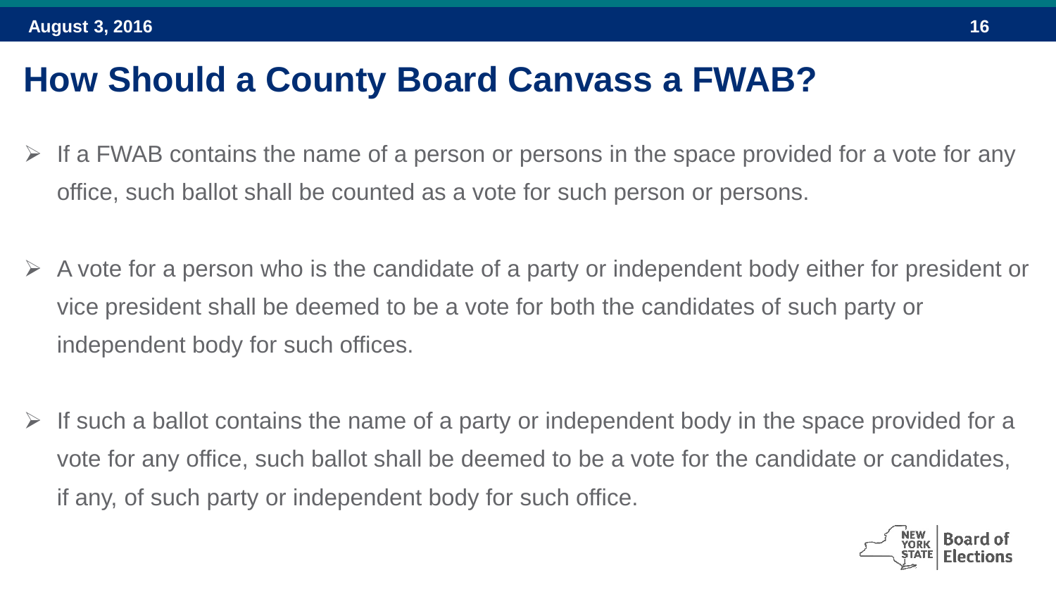# How Should a County Board Canvass a FWAB?

- If a FWAB contains the name of a person or persons in the space provided for a vote for any office, such ballot shall be counted as a vote for such person or persons.
- A vote for a person who is the candidate of a party or independent body either for president or vice president shall be deemed to be a vote for both the candidates of such party or independent body for such offices.
- If such a ballot contains the name of a party or independent body in the space provided for a vote for any office, such ballot shall be deemed to be a vote for the candidate or candidates, if any, of such party or independent body for such office.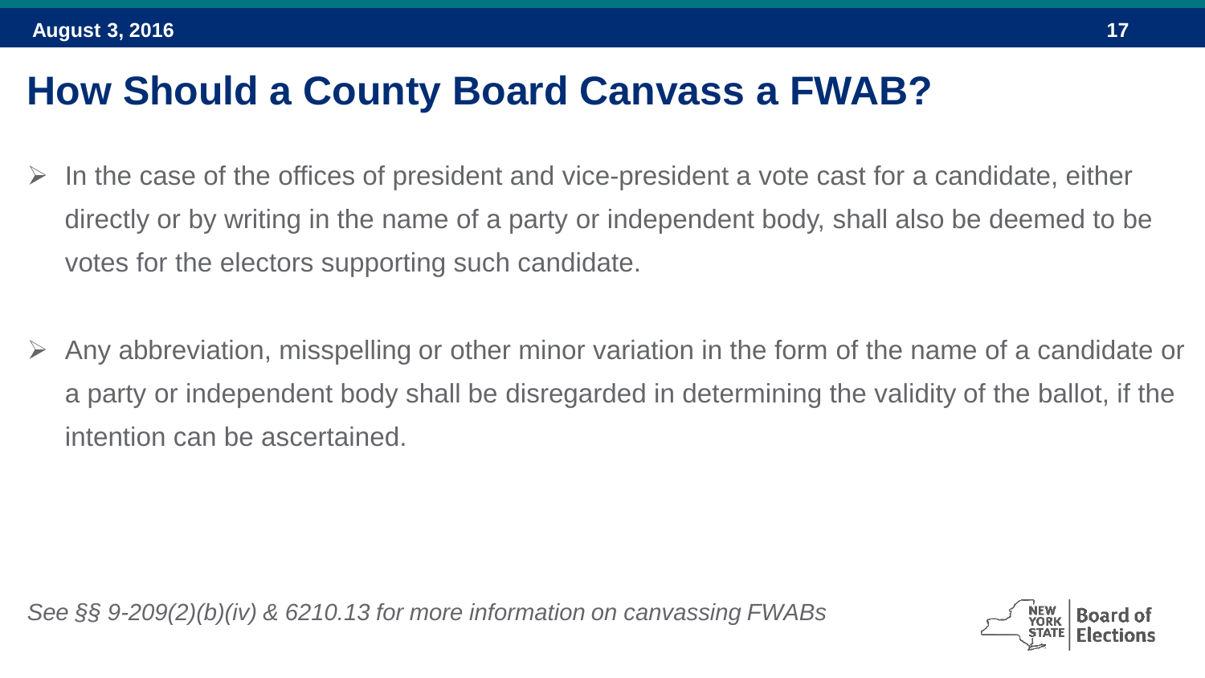# How Should a County Board Canvass a FWAB?

- In the case of the offices of president and vice-president a vote cast for a candidate, either directly or by writing in the name of a party or independent body, shall also be deemed to be votes for the electors supporting such candidate.
- Any abbreviation, misspelling or other minor variation in the form of the name of a candidate or a party or independent body shall be disregarded in determining the validity of the ballot, if the intention can be ascertained.

*See §§ 9-209(2)(b)(iv) & 6210.13 for more information on canvassing FWABs*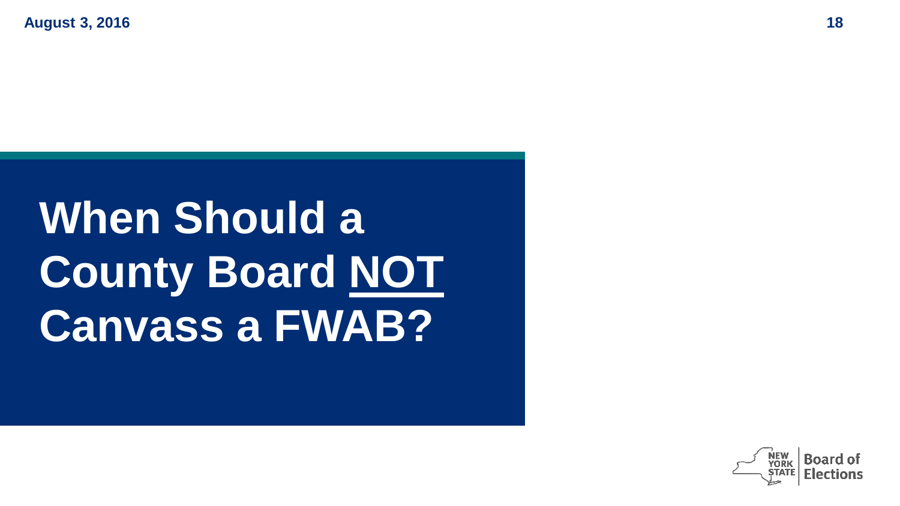# When Should a County Board <u>NOT</u> Canvass a FWAB?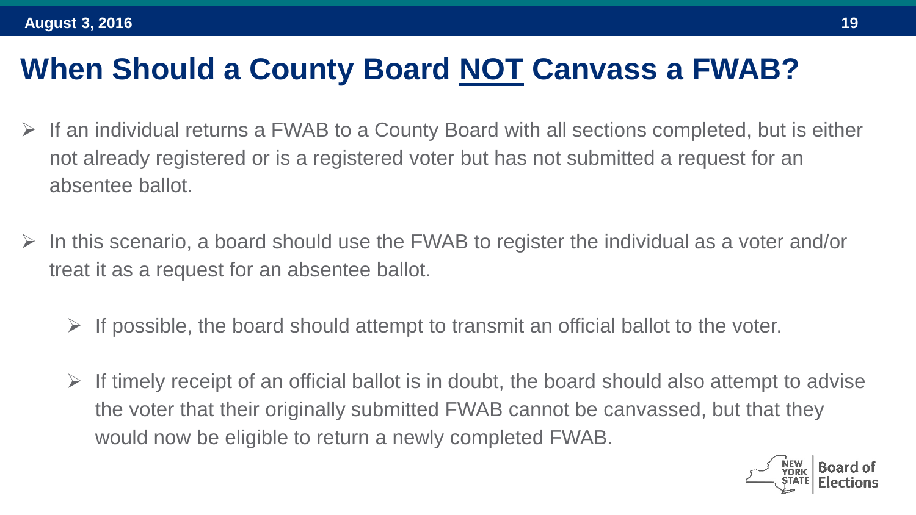# When Should a County Board NOT Canvass a FWAB?

- If an individual returns a FWAB to a County Board with all sections completed, but is either not already registered or is a registered voter but has not submitted a request for an absentee ballot.

- In this scenario, a board should use the FWAB to register the individual as a voter and/or treat it as a request for an absentee ballot.

  - If possible, the board should attempt to transmit an official ballot to the voter.

  - If timely receipt of an official ballot is in doubt, the board should also attempt to advise the voter that their originally submitted FWAB cannot be canvassed, but that they would now be eligible to return a newly completed FWAB.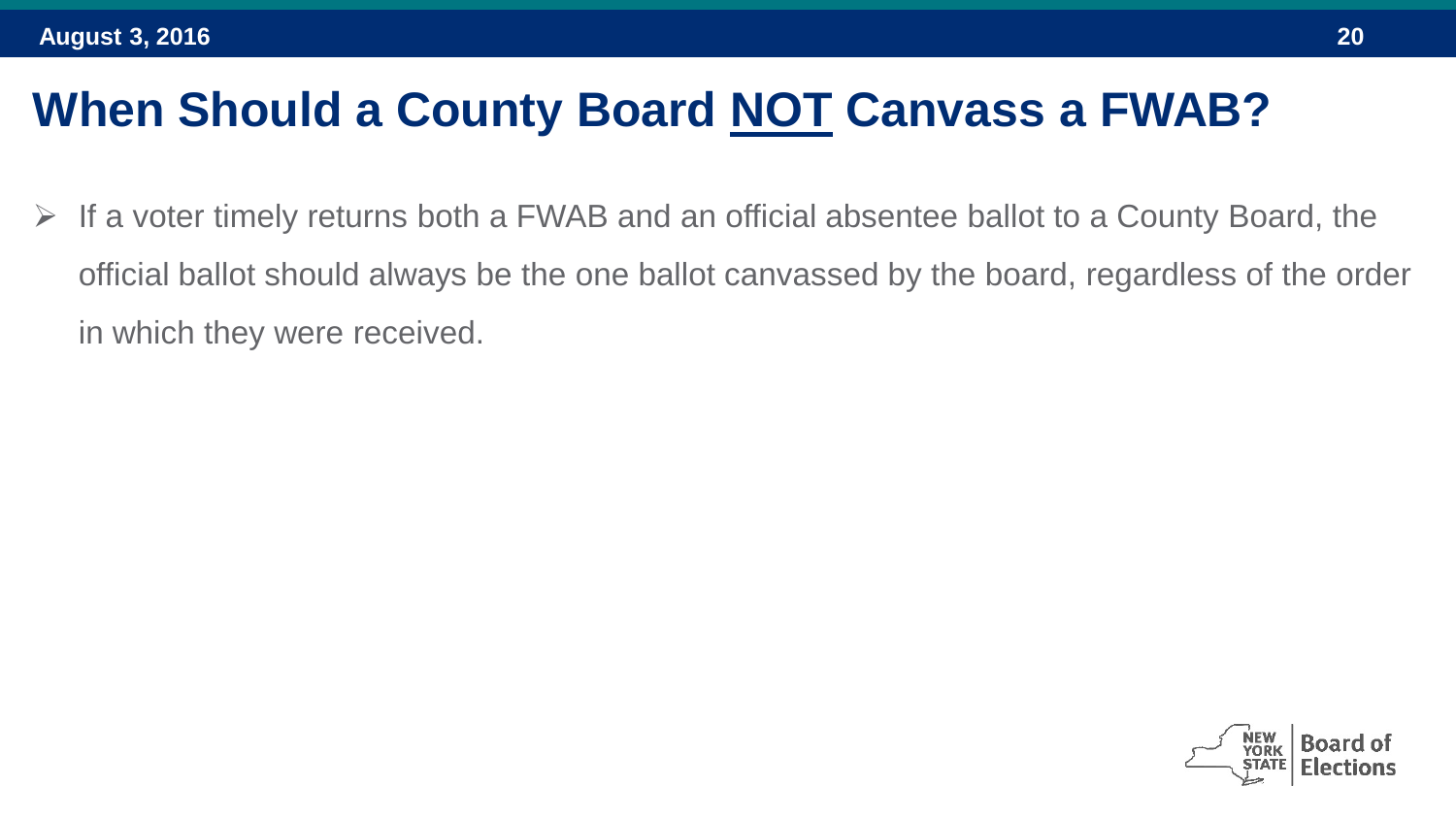# When Should a County Board <u>NOT</u> Canvass a FWAB?

- If a voter timely returns both a FWAB and an official absentee ballot to a County Board, the official ballot should always be the one ballot canvassed by the board, regardless of the order in which they were received.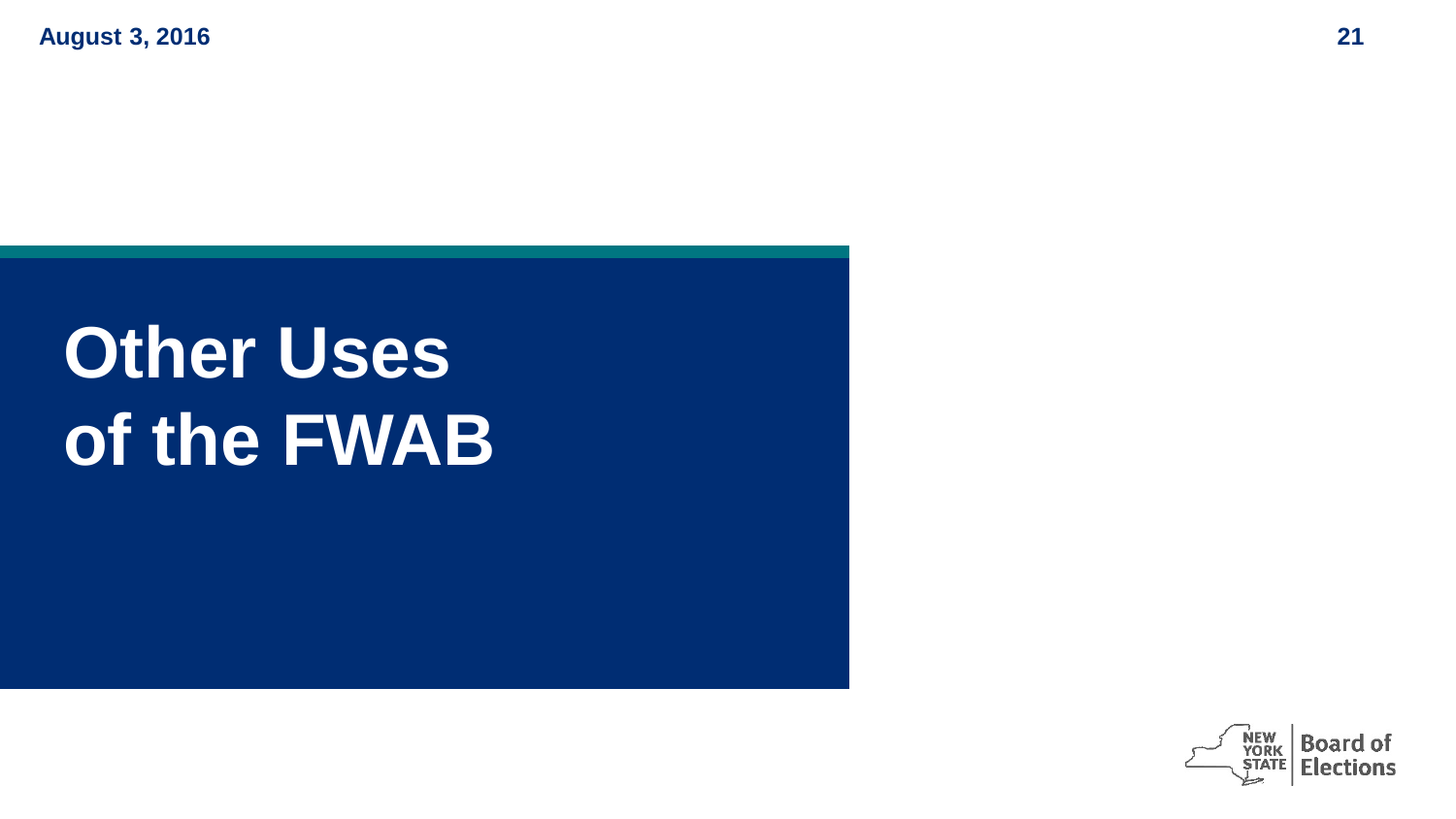# Other Uses of the FWAB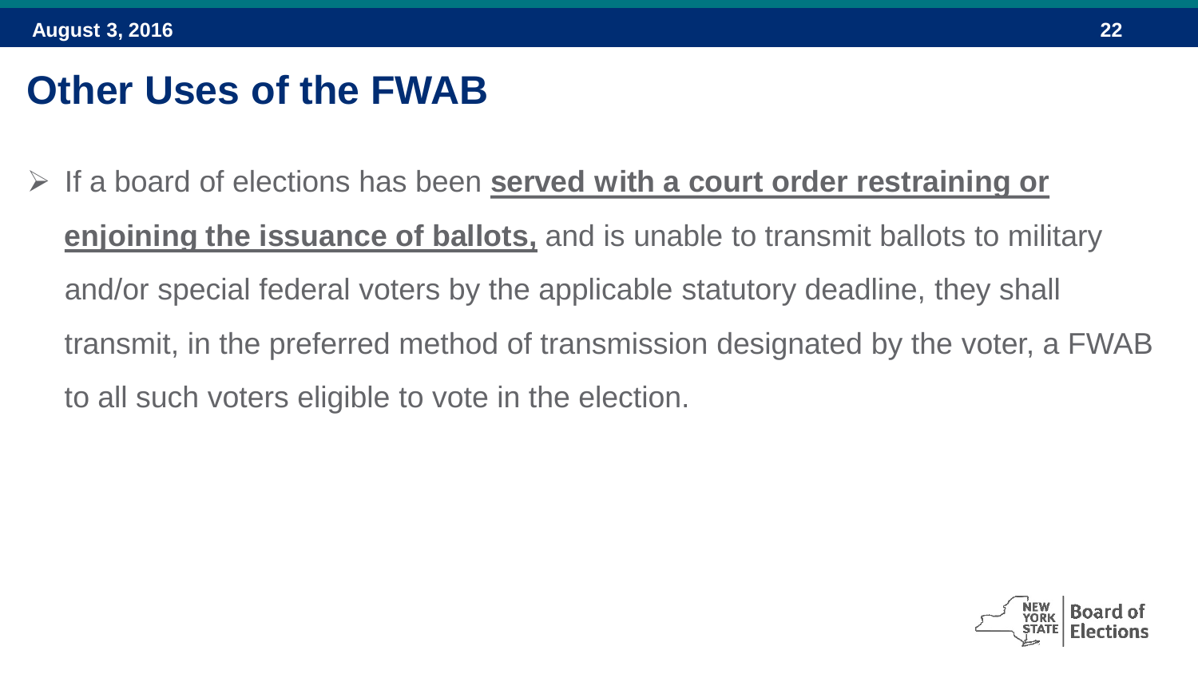# Other Uses of the FWAB

- If a board of elections has been **served with a court order restraining or enjoining the issuance of ballots,** and is unable to transmit ballots to military and/or special federal voters by the applicable statutory deadline, they shall transmit, in the preferred method of transmission designated by the voter, a FWAB to all such voters eligible to vote in the election.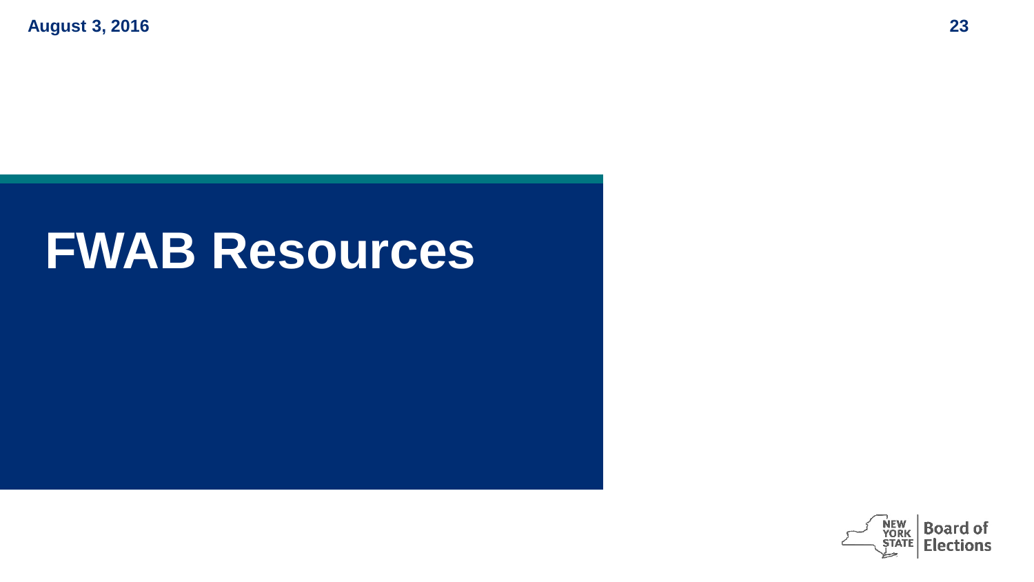# FWAB Resources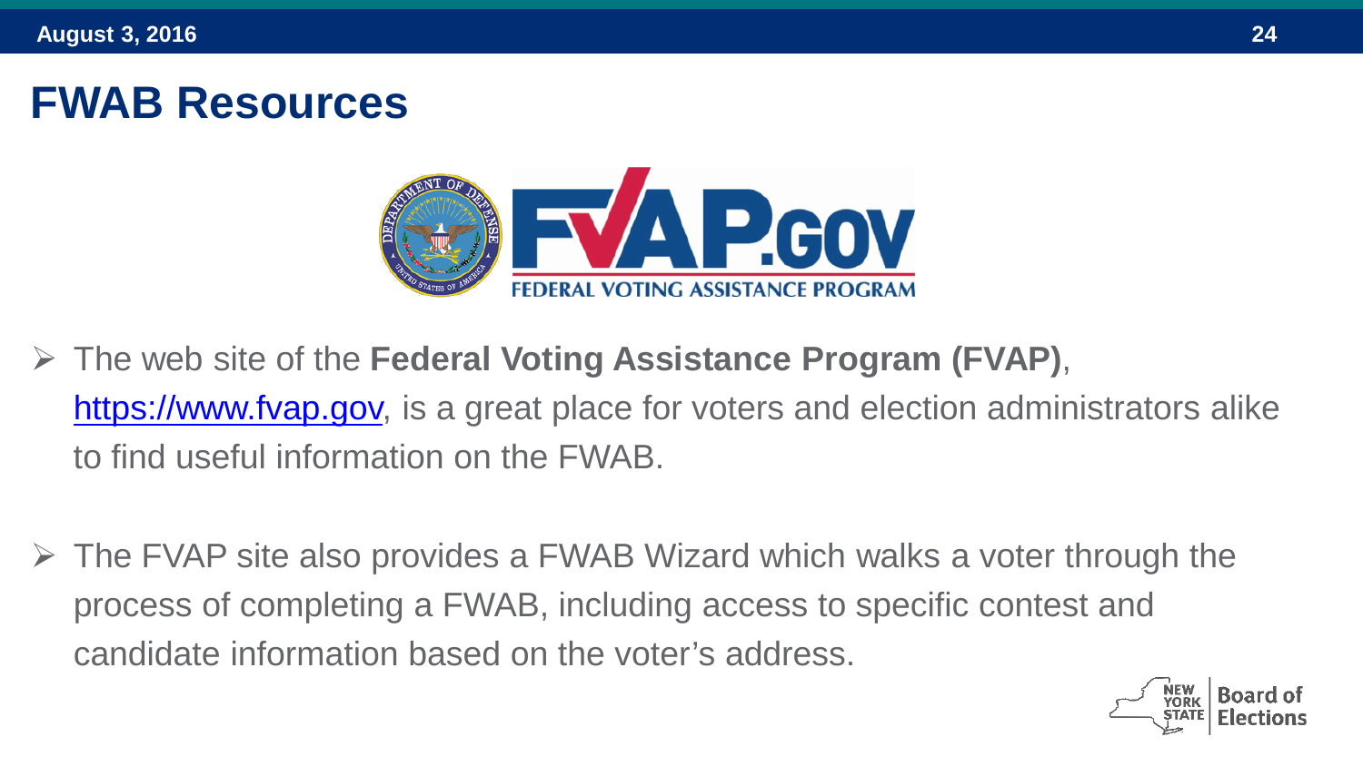# FWAB Resources

- The web site of the **Federal Voting Assistance Program (FVAP)**, https://www.fvap.gov, is a great place for voters and election administrators alike to find useful information on the FWAB.

- The FVAP site also provides a FWAB Wizard which walks a voter through the process of completing a FWAB, including access to specific contest and candidate information based on the voter's address.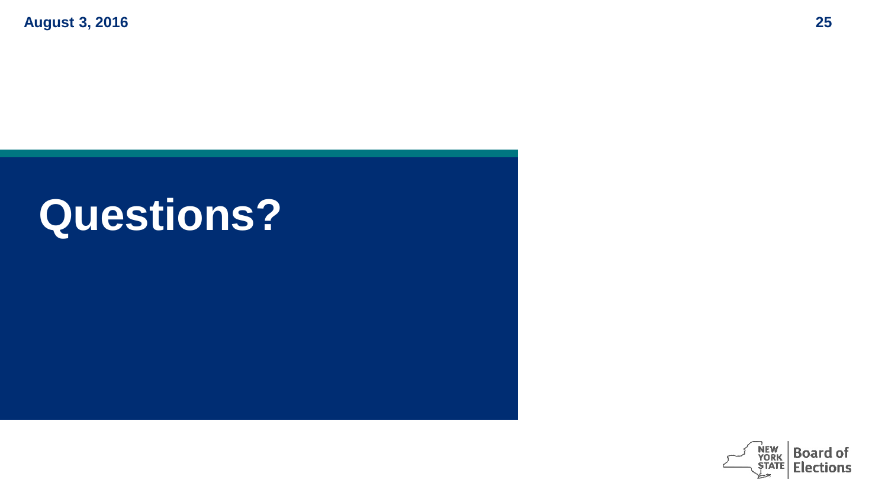# Questions?